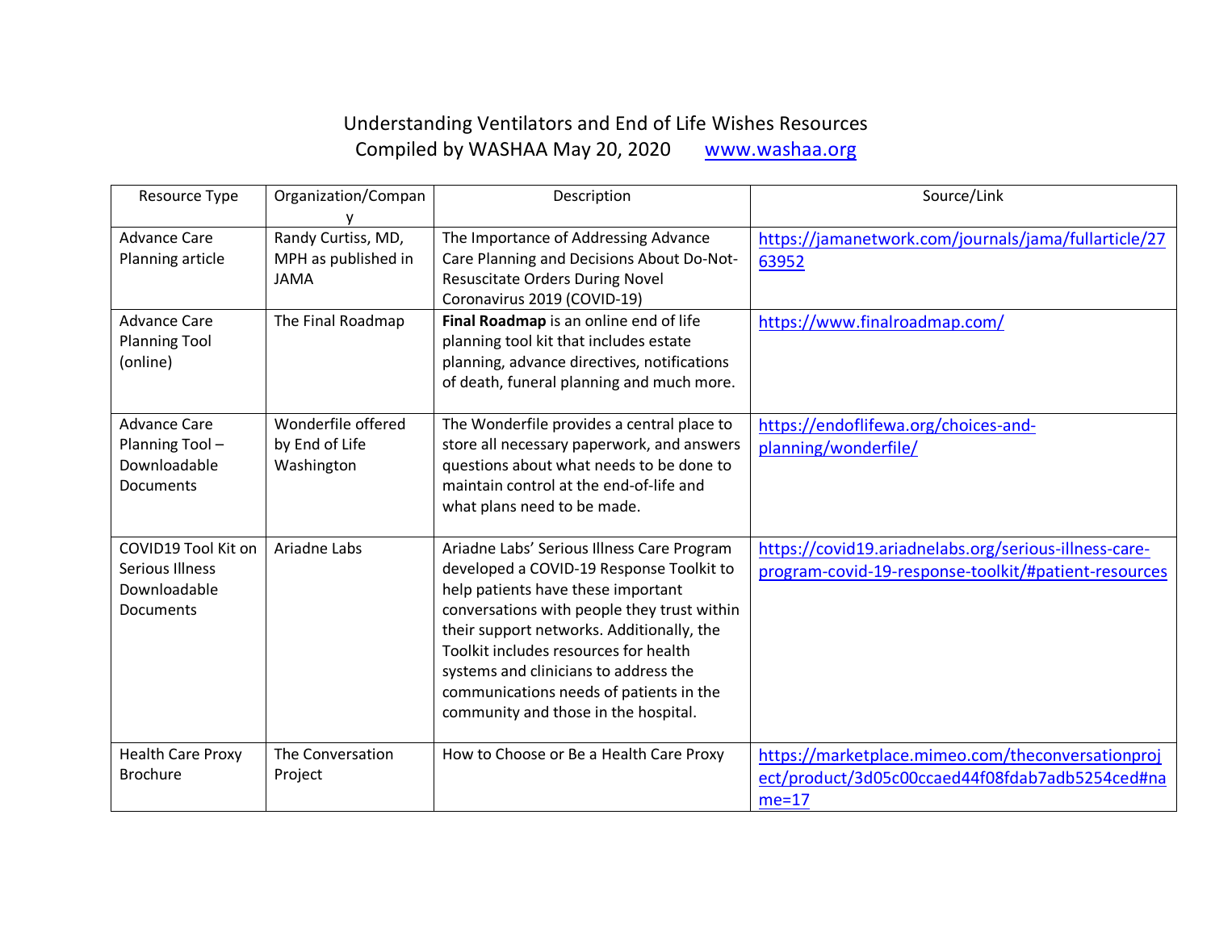# Understanding Ventilators and End of Life Wishes Resources

Compiled by WASHAA May 20, 2020 www.washaa.org

| Resource Type | Organization/Company | Description | Source/Link |
|---|---|---|---|
| Advance Care Planning article | Randy Curtiss, MD, MPH as published in JAMA | The Importance of Addressing Advance Care Planning and Decisions About Do-Not-Resuscitate Orders During Novel Coronavirus 2019 (COVID-19) | https://jamanetwork.com/journals/jama/fullarticle/2763952 |
| Advance Care Planning Tool (online) | The Final Roadmap | **Final Roadmap** is an online end of life planning tool kit that includes estate planning, advance directives, notifications of death, funeral planning and much more. | https://www.finalroadmap.com/ |
| Advance Care Planning Tool – Downloadable Documents | Wonderfile offered by End of Life Washington | The Wonderfile provides a central place to store all necessary paperwork, and answers questions about what needs to be done to maintain control at the end-of-life and what plans need to be made. | https://endoflifewa.org/choices-and-planning/wonderfile/ |
| COVID19 Tool Kit on Serious Illness Downloadable Documents | Ariadne Labs | Ariadne Labs' Serious Illness Care Program developed a COVID-19 Response Toolkit to help patients have these important conversations with people they trust within their support networks. Additionally, the Toolkit includes resources for health systems and clinicians to address the communications needs of patients in the community and those in the hospital. | https://covid19.ariadnelabs.org/serious-illness-care-program-covid-19-response-toolkit/#patient-resources |
| Health Care Proxy Brochure | The Conversation Project | How to Choose or Be a Health Care Proxy | https://marketplace.mimeo.com/theconversationproject/product/3d05c00ccaed44f08fdab7adb5254ced#name=17 |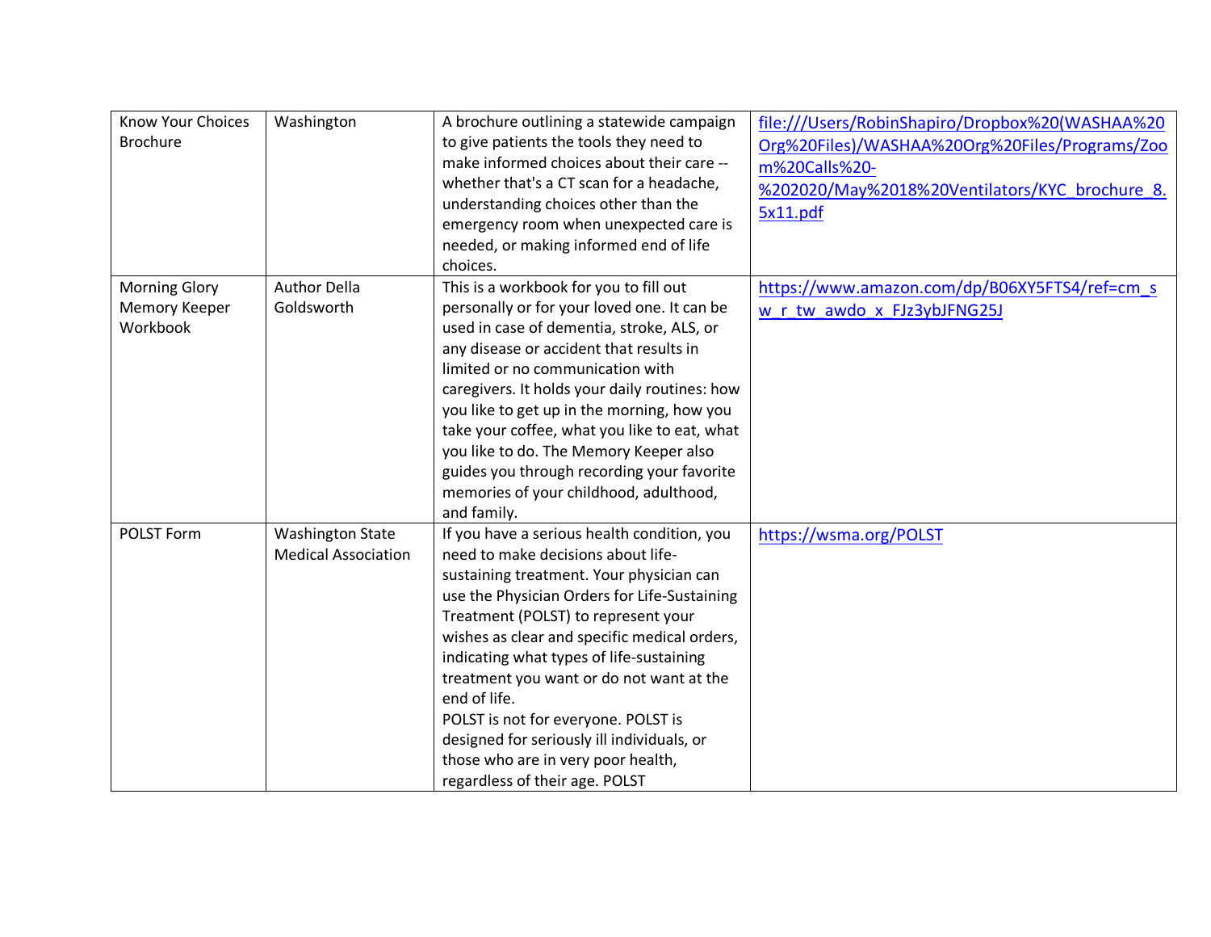| | | | |
|---|---|---|---|
| Know Your Choices Brochure | Washington | A brochure outlining a statewide campaign to give patients the tools they need to make informed choices about their care -- whether that's a CT scan for a headache, understanding choices other than the emergency room when unexpected care is needed, or making informed end of life choices. | file:///Users/RobinShapiro/Dropbox%20(WASHAA%20Org%20Files)/WASHAA%20Org%20Files/Programs/Zoom%20Calls%20-%202020/May%2018%20Ventilators/KYC_brochure_8.5x11.pdf |
| Morning Glory Memory Keeper Workbook | Author Della Goldsworth | This is a workbook for you to fill out personally or for your loved one. It can be used in case of dementia, stroke, ALS, or any disease or accident that results in limited or no communication with caregivers. It holds your daily routines: how you like to get up in the morning, how you take your coffee, what you like to eat, what you like to do. The Memory Keeper also guides you through recording your favorite memories of your childhood, adulthood, and family. | https://www.amazon.com/dp/B06XY5FTS4/ref=cm_sw_r_tw_awdo_x_FJz3ybJFNG25J |
| POLST Form | Washington State Medical Association | If you have a serious health condition, you need to make decisions about life-sustaining treatment. Your physician can use the Physician Orders for Life-Sustaining Treatment (POLST) to represent your wishes as clear and specific medical orders, indicating what types of life-sustaining treatment you want or do not want at the end of life.<br>POLST is not for everyone. POLST is designed for seriously ill individuals, or those who are in very poor health, regardless of their age. POLST | https://wsma.org/POLST |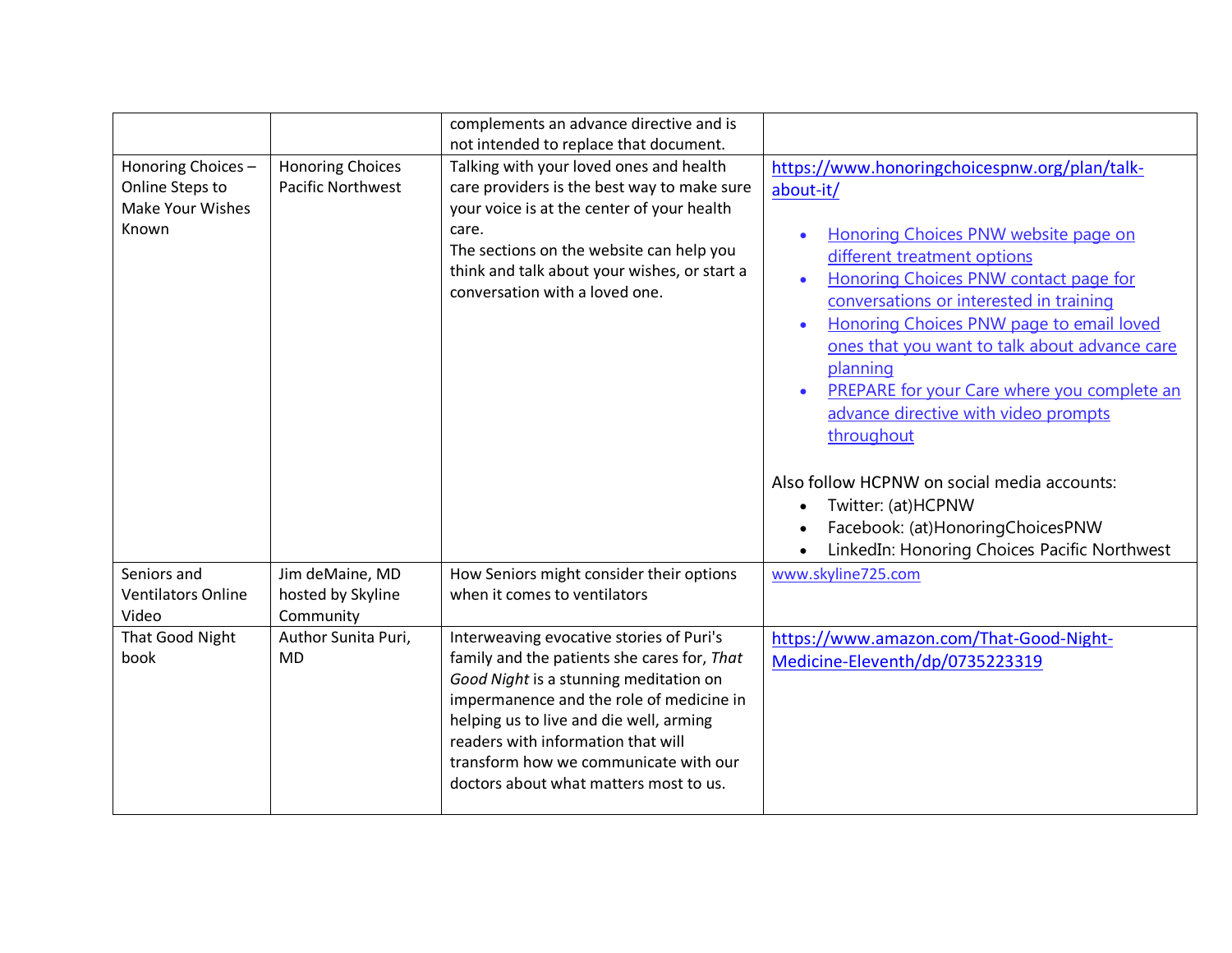| | | | |
|---|---|---|---|
| | | complements an advance directive and is not intended to replace that document. | |
| Honoring Choices – Online Steps to Make Your Wishes Known | Honoring Choices Pacific Northwest | Talking with your loved ones and health care providers is the best way to make sure your voice is at the center of your health care.<br>The sections on the website can help you think and talk about your wishes, or start a conversation with a loved one. | https://www.honoringchoicespnw.org/plan/talk-about-it/<br><br>• Honoring Choices PNW website page on different treatment options<br>• Honoring Choices PNW contact page for conversations or interested in training<br>• Honoring Choices PNW page to email loved ones that you want to talk about advance care planning<br>• PREPARE for your Care where you complete an advance directive with video prompts throughout<br><br>Also follow HCPNW on social media accounts:<br>• Twitter: (at)HCPNW<br>• Facebook: (at)HonoringChoicesPNW<br>• LinkedIn: Honoring Choices Pacific Northwest |
| Seniors and Ventilators Online Video | Jim deMaine, MD hosted by Skyline Community | How Seniors might consider their options when it comes to ventilators | www.skyline725.com |
| That Good Night book | Author Sunita Puri, MD | Interweaving evocative stories of Puri's family and the patients she cares for, *That Good Night* is a stunning meditation on impermanence and the role of medicine in helping us to live and die well, arming readers with information that will transform how we communicate with our doctors about what matters most to us. | https://www.amazon.com/That-Good-Night-Medicine-Eleventh/dp/0735223319 |